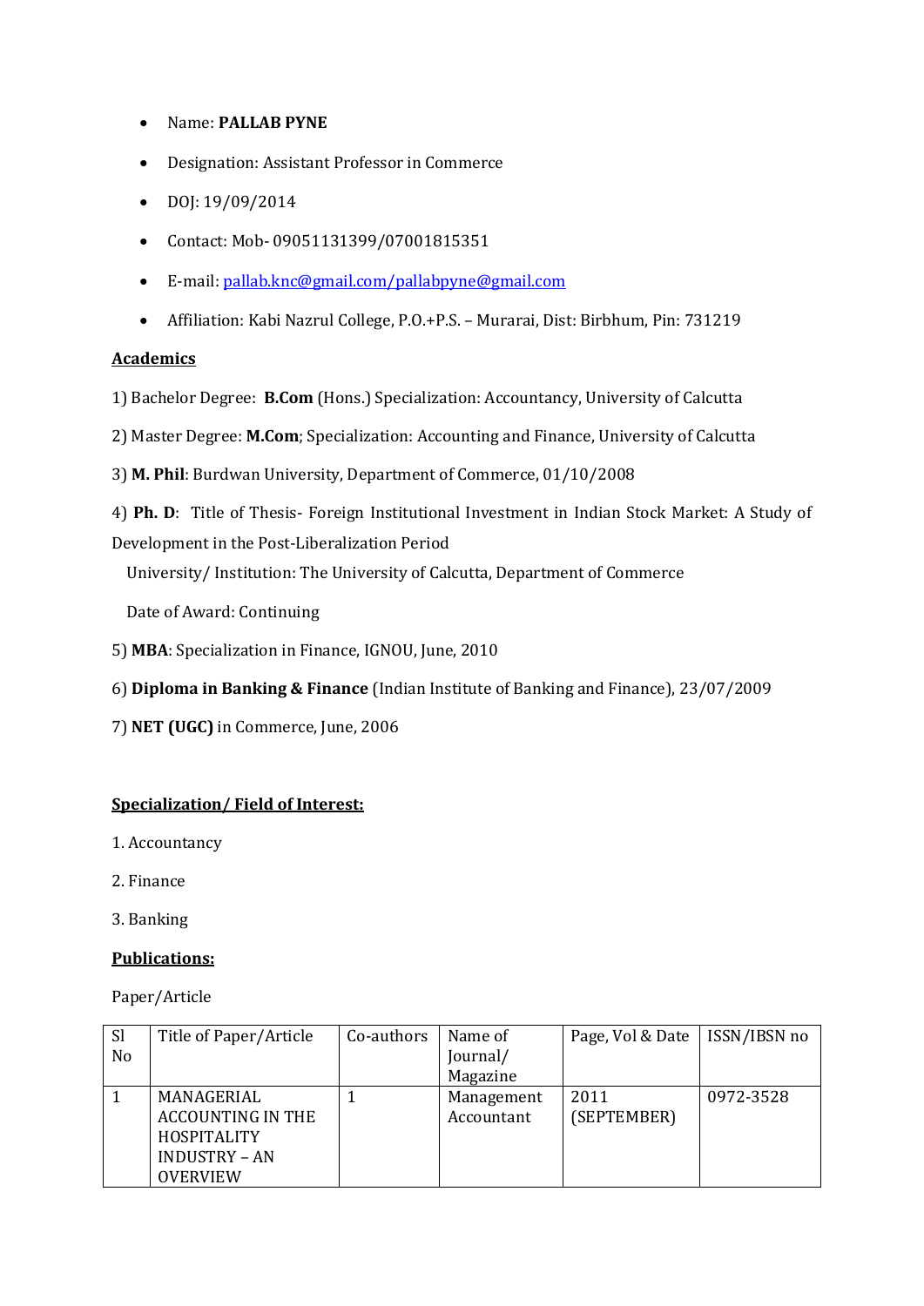- Name: **PALLAB PYNE**
- Designation: Assistant Professor in Commerce
- DOJ: 19/09/2014
- Contact: Mob- 09051131399/07001815351
- E-mail: pallab.knc@gmail.com/pallabpyne@gmail.com
- Affiliation: Kabi Nazrul College, P.O.+P.S. – Murarai, Dist: Birbhum, Pin: 731219

## Academics

1) Bachelor Degree: **B.Com** (Hons.) Specialization: Accountancy, University of Calcutta

2) Master Degree: **M.Com**; Specialization: Accounting and Finance, University of Calcutta

3) **M. Phil**: Burdwan University, Department of Commerce, 01/10/2008

4) **Ph. D**: Title of Thesis- Foreign Institutional Investment in Indian Stock Market: A Study of Development in the Post-Liberalization Period

   University/ Institution: The University of Calcutta, Department of Commerce

   Date of Award: Continuing

5) **MBA**: Specialization in Finance, IGNOU, June, 2010

6) **Diploma in Banking & Finance** (Indian Institute of Banking and Finance), 23/07/2009

7) **NET (UGC)** in Commerce, June, 2006

## Specialization/ Field of Interest:

1. Accountancy
2. Finance
3. Banking

## Publications:

Paper/Article

| Sl No | Title of Paper/Article | Co-authors | Name of Journal/ Magazine | Page, Vol & Date | ISSN/IBSN no |
|---|---|---|---|---|---|
| 1 | MANAGERIAL ACCOUNTING IN THE HOSPITALITY INDUSTRY – AN OVERVIEW | 1 | Management Accountant | 2011 (SEPTEMBER) | 0972-3528 |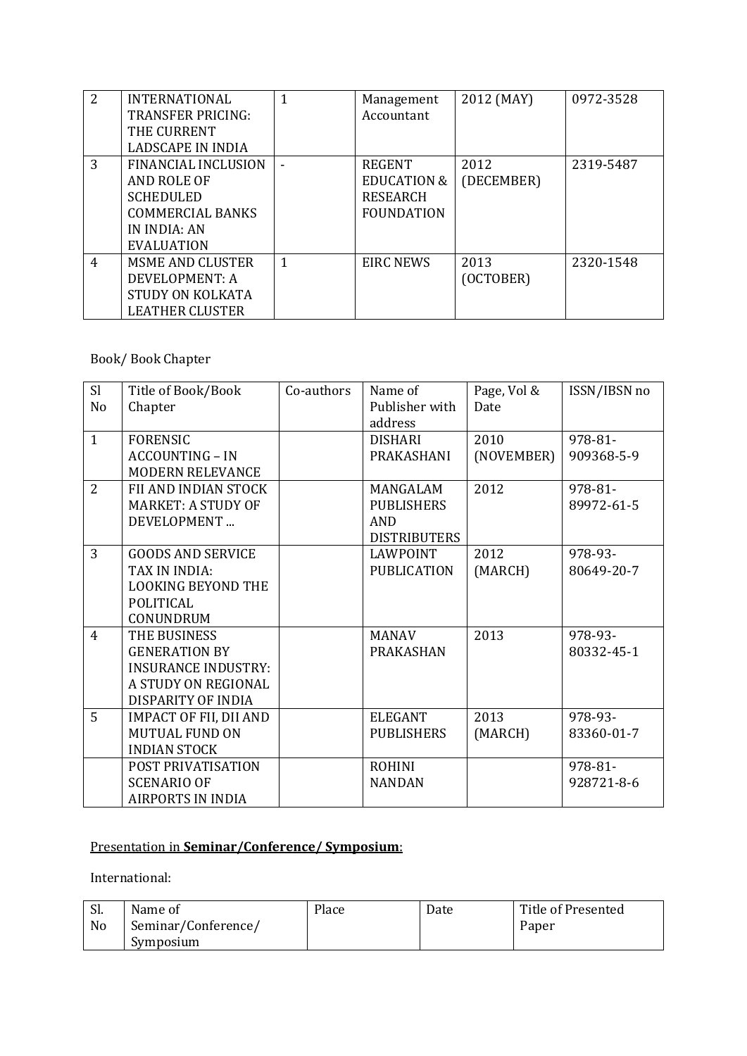| 2 | INTERNATIONAL TRANSFER PRICING: THE CURRENT LADSCAPE IN INDIA | 1 | Management Accountant | 2012 (MAY) | 0972-3528 |
|---|---|---|---|---|---|
| 3 | FINANCIAL INCLUSION AND ROLE OF SCHEDULED COMMERCIAL BANKS IN INDIA: AN EVALUATION | - | REGENT EDUCATION & RESEARCH FOUNDATION | 2012 (DECEMBER) | 2319-5487 |
| 4 | MSME AND CLUSTER DEVELOPMENT: A STUDY ON KOLKATA LEATHER CLUSTER | 1 | EIRC NEWS | 2013 (OCTOBER) | 2320-1548 |

Book/ Book Chapter

| Sl No | Title of Book/Book Chapter | Co-authors | Name of Publisher with address | Page, Vol & Date | ISSN/IBSN no |
|---|---|---|---|---|---|
| 1 | FORENSIC ACCOUNTING – IN MODERN RELEVANCE | | DISHARI PRAKASHANI | 2010 (NOVEMBER) | 978-81-909368-5-9 |
| 2 | FII AND INDIAN STOCK MARKET: A STUDY OF DEVELOPMENT ... | | MANGALAM PUBLISHERS AND DISTRIBUTERS | 2012 | 978-81-89972-61-5 |
| 3 | GOODS AND SERVICE TAX IN INDIA: LOOKING BEYOND THE POLITICAL CONUNDRUM | | LAWPOINT PUBLICATION | 2012 (MARCH) | 978-93-80649-20-7 |
| 4 | THE BUSINESS GENERATION BY INSURANCE INDUSTRY: A STUDY ON REGIONAL DISPARITY OF INDIA | | MANAV PRAKASHAN | 2013 | 978-93-80332-45-1 |
| 5 | IMPACT OF FII, DII AND MUTUAL FUND ON INDIAN STOCK | | ELEGANT PUBLISHERS | 2013 (MARCH) | 978-93-83360-01-7 |
| | POST PRIVATISATION SCENARIO OF AIRPORTS IN INDIA | | ROHINI NANDAN | | 978-81-928721-8-6 |

Presentation in **Seminar/Conference/ Symposium**:

International:

| Sl. No | Name of Seminar/Conference/ Symposium | Place | Date | Title of Presented Paper |
|---|---|---|---|---|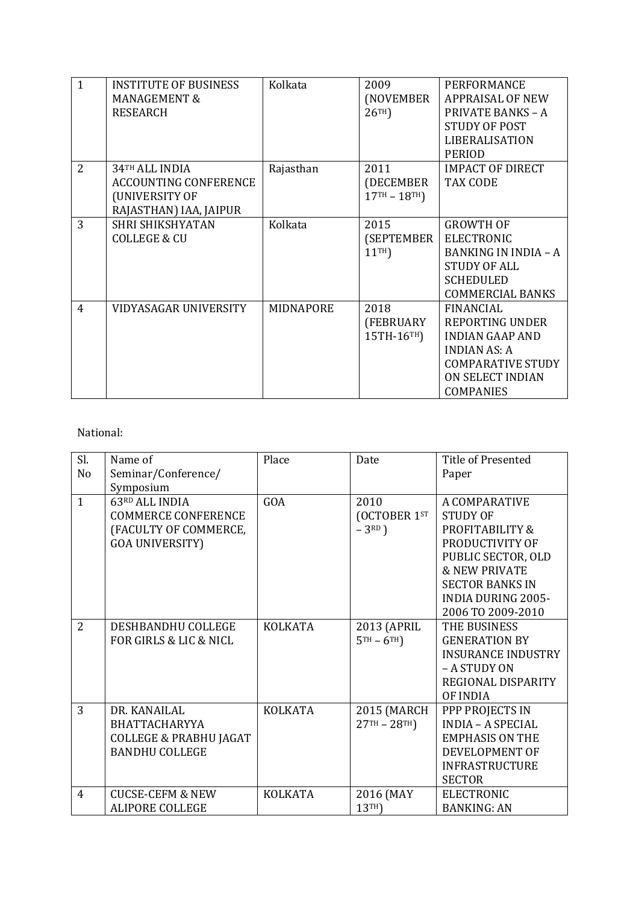| 1 | INSTITUTE OF BUSINESS MANAGEMENT & RESEARCH | Kolkata | 2009 (NOVEMBER 26TH) | PERFORMANCE APPRAISAL OF NEW PRIVATE BANKS – A STUDY OF POST LIBERALISATION PERIOD |
|---|---|---|---|---|
| 2 | 34TH ALL INDIA ACCOUNTING CONFERENCE (UNIVERSITY OF RAJASTHAN) IAA, JAIPUR | Rajasthan | 2011 (DECEMBER 17TH – 18TH) | IMPACT OF DIRECT TAX CODE |
| 3 | SHRI SHIKSHYATAN COLLEGE & CU | Kolkata | 2015 (SEPTEMBER 11TH) | GROWTH OF ELECTRONIC BANKING IN INDIA – A STUDY OF ALL SCHEDULED COMMERCIAL BANKS |
| 4 | VIDYASAGAR UNIVERSITY | MIDNAPORE | 2018 (FEBRUARY 15TH-16TH) | FINANCIAL REPORTING UNDER INDIAN GAAP AND INDIAN AS: A COMPARATIVE STUDY ON SELECT INDIAN COMPANIES |

National:

| Sl. No | Name of Seminar/Conference/ Symposium | Place | Date | Title of Presented Paper |
|---|---|---|---|---|
| 1 | 63RD ALL INDIA COMMERCE CONFERENCE (FACULTY OF COMMERCE, GOA UNIVERSITY) | GOA | 2010 (OCTOBER 1ST – 3RD ) | A COMPARATIVE STUDY OF PROFITABILITY & PRODUCTIVITY OF PUBLIC SECTOR, OLD & NEW PRIVATE SECTOR BANKS IN INDIA DURING 2005-2006 TO 2009-2010 |
| 2 | DESHBANDHU COLLEGE FOR GIRLS & LIC & NICL | KOLKATA | 2013 (APRIL 5TH – 6TH) | THE BUSINESS GENERATION BY INSURANCE INDUSTRY – A STUDY ON REGIONAL DISPARITY OF INDIA |
| 3 | DR. KANAILAL BHATTACHARYYA COLLEGE & PRABHU JAGAT BANDHU COLLEGE | KOLKATA | 2015 (MARCH 27TH – 28TH) | PPP PROJECTS IN INDIA – A SPECIAL EMPHASIS ON THE DEVELOPMENT OF INFRASTRUCTURE SECTOR |
| 4 | CUCSE-CEFM & NEW ALIPORE COLLEGE | KOLKATA | 2016 (MAY 13TH) | ELECTRONIC BANKING: AN |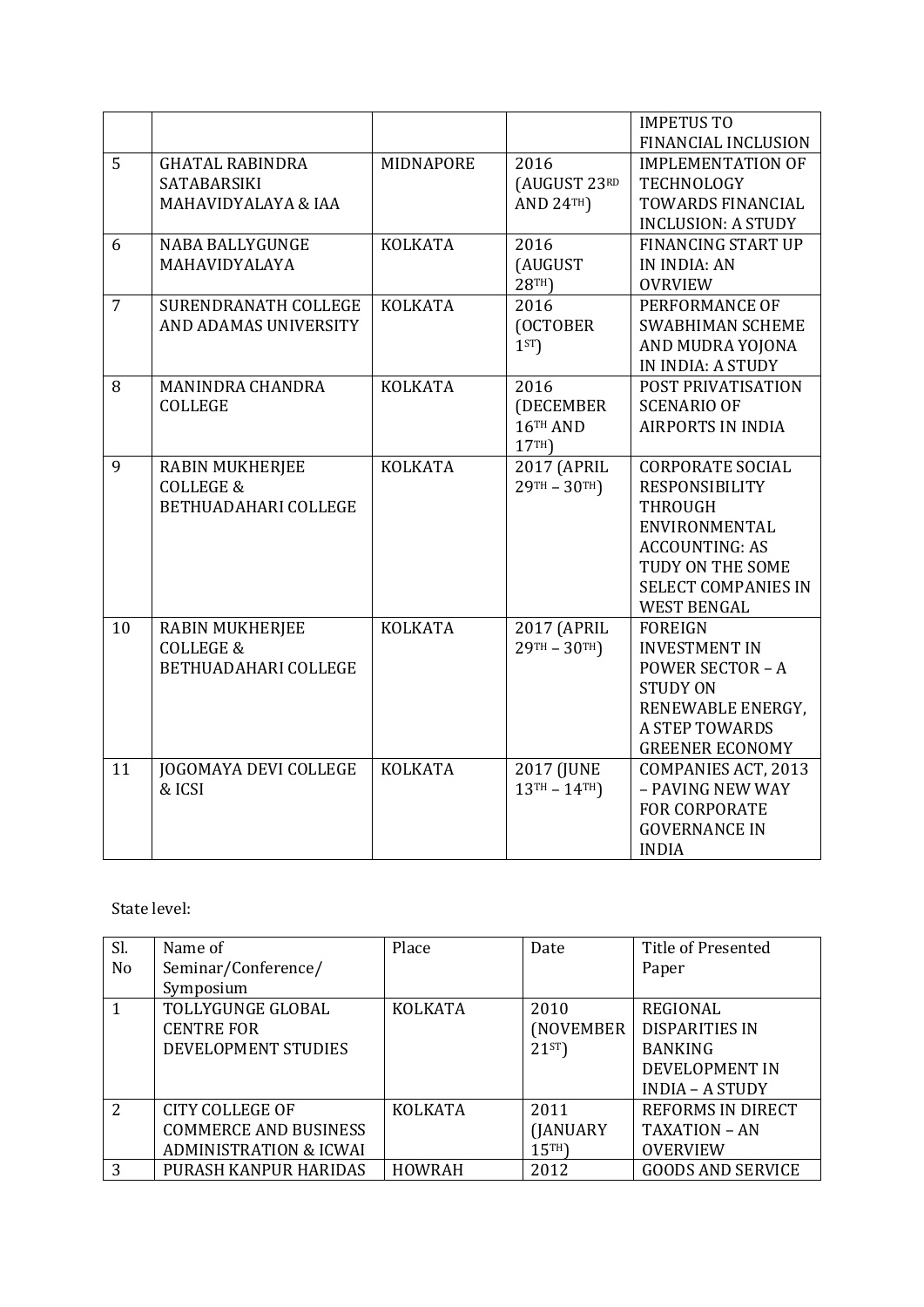|  |  |  |  | IMPETUS TO FINANCIAL INCLUSION |
|---|---|---|---|---|
| 5 | GHATAL RABINDRA SATABARSIKI MAHAVIDYALAYA & IAA | MIDNAPORE | 2016 (AUGUST 23RD AND 24TH) | IMPLEMENTATION OF TECHNOLOGY TOWARDS FINANCIAL INCLUSION: A STUDY |
| 6 | NABA BALLYGUNGE MAHAVIDYALAYA | KOLKATA | 2016 (AUGUST 28TH) | FINANCING START UP IN INDIA: AN OVRVIEW |
| 7 | SURENDRANATH COLLEGE AND ADAMAS UNIVERSITY | KOLKATA | 2016 (OCTOBER 1ST) | PERFORMANCE OF SWABHIMAN SCHEME AND MUDRA YOJONA IN INDIA: A STUDY |
| 8 | MANINDRA CHANDRA COLLEGE | KOLKATA | 2016 (DECEMBER 16TH AND 17TH) | POST PRIVATISATION SCENARIO OF AIRPORTS IN INDIA |
| 9 | RABIN MUKHERJEE COLLEGE & BETHUADAHARI COLLEGE | KOLKATA | 2017 (APRIL 29TH – 30TH) | CORPORATE SOCIAL RESPONSIBILITY THROUGH ENVIRONMENTAL ACCOUNTING: AS TUDY ON THE SOME SELECT COMPANIES IN WEST BENGAL |
| 10 | RABIN MUKHERJEE COLLEGE & BETHUADAHARI COLLEGE | KOLKATA | 2017 (APRIL 29TH – 30TH) | FOREIGN INVESTMENT IN POWER SECTOR – A STUDY ON RENEWABLE ENERGY, A STEP TOWARDS GREENER ECONOMY |
| 11 | JOGOMAYA DEVI COLLEGE & ICSI | KOLKATA | 2017 (JUNE 13TH – 14TH) | COMPANIES ACT, 2013 – PAVING NEW WAY FOR CORPORATE GOVERNANCE IN INDIA |

State level:

| Sl. No | Name of Seminar/Conference/ Symposium | Place | Date | Title of Presented Paper |
|---|---|---|---|---|
| 1 | TOLLYGUNGE GLOBAL CENTRE FOR DEVELOPMENT STUDIES | KOLKATA | 2010 (NOVEMBER 21ST) | REGIONAL DISPARITIES IN BANKING DEVELOPMENT IN INDIA – A STUDY |
| 2 | CITY COLLEGE OF COMMERCE AND BUSINESS ADMINISTRATION & ICWAI | KOLKATA | 2011 (JANUARY 15TH) | REFORMS IN DIRECT TAXATION – AN OVERVIEW |
| 3 | PURASH KANPUR HARIDAS | HOWRAH | 2012 | GOODS AND SERVICE |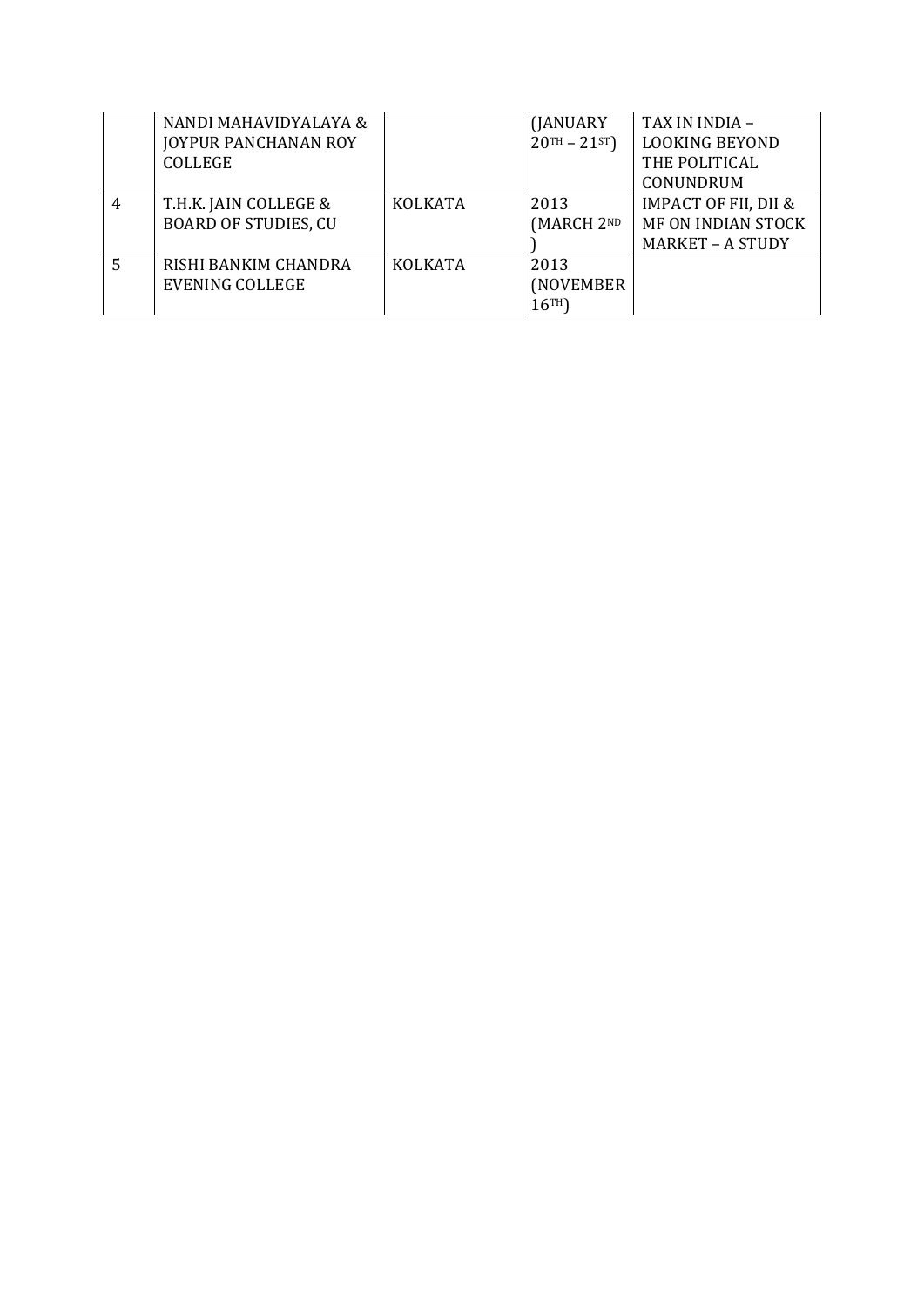| | | | | |
|---|---|---|---|---|
| | NANDI MAHAVIDYALAYA & JOYPUR PANCHANAN ROY COLLEGE | | (JANUARY 20TH – 21ST) | TAX IN INDIA – LOOKING BEYOND THE POLITICAL CONUNDRUM |
| 4 | T.H.K. JAIN COLLEGE & BOARD OF STUDIES, CU | KOLKATA | 2013 (MARCH 2ND ) | IMPACT OF FII, DII & MF ON INDIAN STOCK MARKET – A STUDY |
| 5 | RISHI BANKIM CHANDRA EVENING COLLEGE | KOLKATA | 2013 (NOVEMBER 16TH) | |